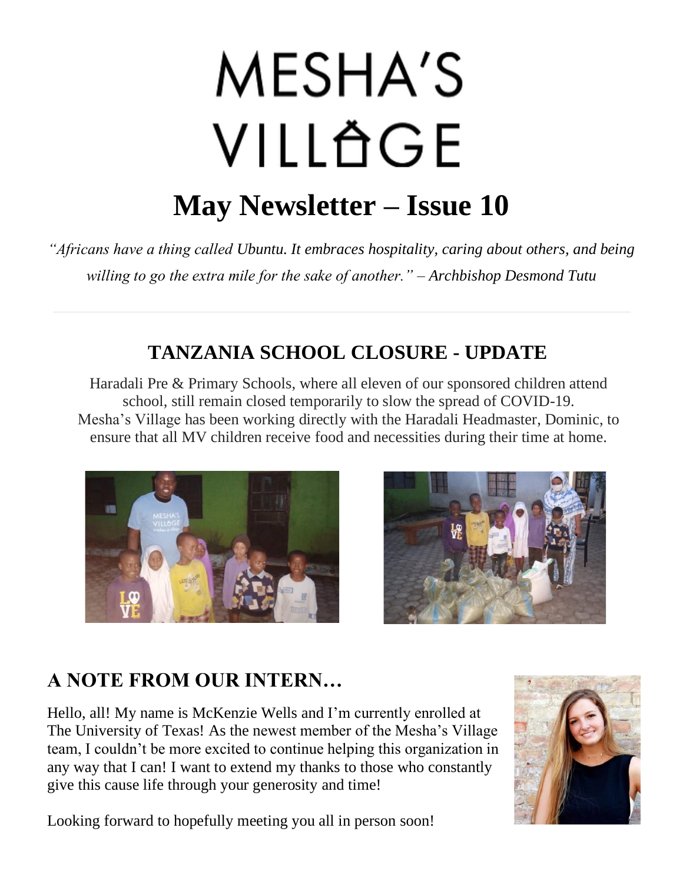# MESHA'S VILLAGE

## May Newsletter – Issue 10

*"Africans have a thing called Ubuntu. It embraces hospitality, caring about others, and being willing to go the extra mile for the sake of another." – Archbishop Desmond Tutu*

---

### TANZANIA SCHOOL CLOSURE - UPDATE

Haradali Pre & Primary Schools, where all eleven of our sponsored children attend school, still remain closed temporarily to slow the spread of COVID-19. Mesha's Village has been working directly with the Haradali Headmaster, Dominic, to ensure that all MV children receive food and necessities during their time at home.

### A NOTE FROM OUR INTERN…

Hello, all! My name is McKenzie Wells and I'm currently enrolled at The University of Texas! As the newest member of the Mesha's Village team, I couldn't be more excited to continue helping this organization in any way that I can! I want to extend my thanks to those who constantly give this cause life through your generosity and time!

Looking forward to hopefully meeting you all in person soon!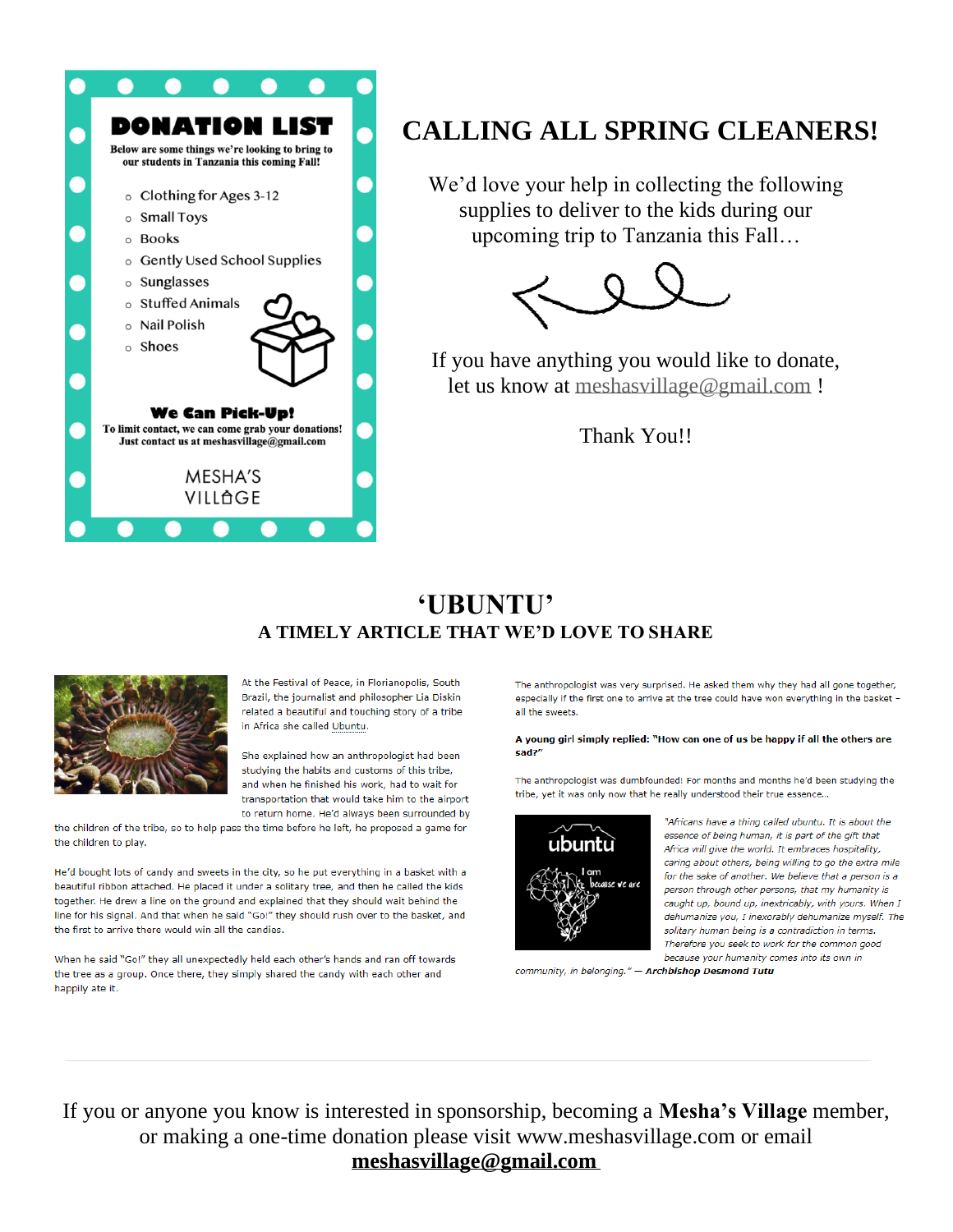## DONATION LIST

**Below are some things we're looking to bring to our students in Tanzania this coming Fall!**

- Clothing for Ages 3-12
- Small Toys
- Books
- Gently Used School Supplies
- Sunglasses
- Stuffed Animals
- Nail Polish
- Shoes

**We Can Pick-Up!**

**To limit contact, we can come grab your donations! Just contact us at meshasvillage@gmail.com**

MESHA'S VILLAGE

# CALLING ALL SPRING CLEANERS!

We'd love your help in collecting the following supplies to deliver to the kids during our upcoming trip to Tanzania this Fall…

If you have anything you would like to donate, let us know at meshasvillage@gmail.com !

Thank You!!

# 'UBUNTU'

### A TIMELY ARTICLE THAT WE'D LOVE TO SHARE

At the Festival of Peace, in Florianopolis, South Brazil, the journalist and philosopher Lia Diskin related a beautiful and touching story of a tribe in Africa she called Ubuntu.

She explained how an anthropologist had been studying the habits and customs of this tribe, and when he finished his work, had to wait for transportation that would take him to the airport to return home. He'd always been surrounded by the children of the tribe, so to help pass the time before he left, he proposed a game for the children to play.

He'd bought lots of candy and sweets in the city, so he put everything in a basket with a beautiful ribbon attached. He placed it under a solitary tree, and then he called the kids together. He drew a line on the ground and explained that they should wait behind the line for his signal. And that when he said "Go!" they should rush over to the basket, and the first to arrive there would win all the candies.

When he said "Go!" they all unexpectedly held each other's hands and ran off towards the tree as a group. Once there, they simply shared the candy with each other and happily ate it.

The anthropologist was very surprised. He asked them why they had all gone together, especially if the first one to arrive at the tree could have won everything in the basket – all the sweets.

**A young girl simply replied: "How can one of us be happy if all the others are sad?"**

The anthropologist was dumbfounded! For months and months he'd been studying the tribe, yet it was only now that he really understood their true essence…

*"Africans have a thing called ubuntu. It is about the essence of being human, it is part of the gift that Africa will give the world. It embraces hospitality, caring about others, being willing to go the extra mile for the sake of another. We believe that a person is a person through other persons, that my humanity is caught up, bound up, inextricably, with yours. When I dehumanize you, I inexorably dehumanize myself. The solitary human being is a contradiction in terms. Therefore you seek to work for the common good because your humanity comes into its own in community, in belonging."* — ***Archbishop Desmond Tutu***

---

If you or anyone you know is interested in sponsorship, becoming a **Mesha's Village** member, or making a one-time donation please visit www.meshasvillage.com or email **meshasvillage@gmail.com**